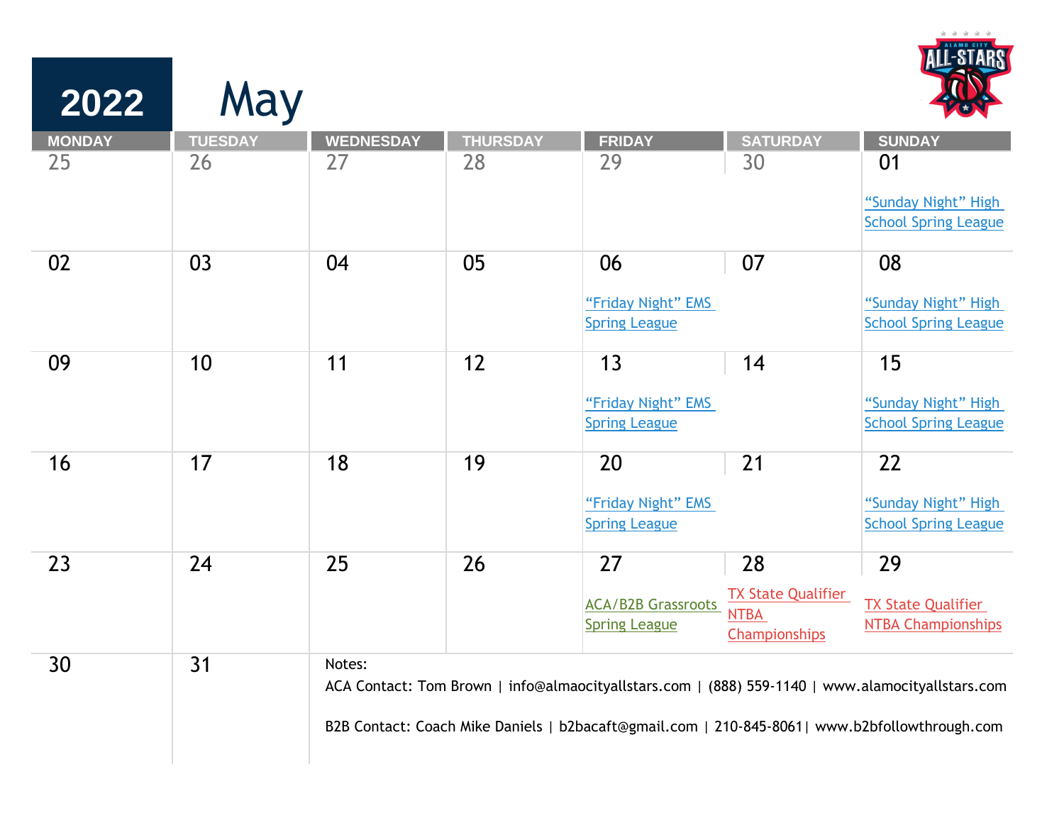# 2022 May

| MONDAY | TUESDAY | WEDNESDAY | THURSDAY | FRIDAY | SATURDAY | SUNDAY |
|---|---|---|---|---|---|---|
| 25 | 26 | 27 | 28 | 29 | 30 | 01 “Sunday Night” High School Spring League |
| 02 | 03 | 04 | 05 | 06 “Friday Night” EMS Spring League | 07 | 08 “Sunday Night” High School Spring League |
| 09 | 10 | 11 | 12 | 13 “Friday Night” EMS Spring League | 14 | 15 “Sunday Night” High School Spring League |
| 16 | 17 | 18 | 19 | 20 “Friday Night” EMS Spring League | 21 | 22 “Sunday Night” High School Spring League |
| 23 | 24 | 25 | 26 | 27 ACA/B2B Grassroots Spring League | 28 TX State Qualifier NTBA Championships | 29 TX State Qualifier NTBA Championships |
| 30 | 31 | | | | | |

Notes:

ACA Contact: Tom Brown | info@almaocityallstars.com | (888) 559-1140 | www.alamocityallstars.com

B2B Contact: Coach Mike Daniels | b2bacaft@gmail.com | 210-845-8061| www.b2bfollowthrough.com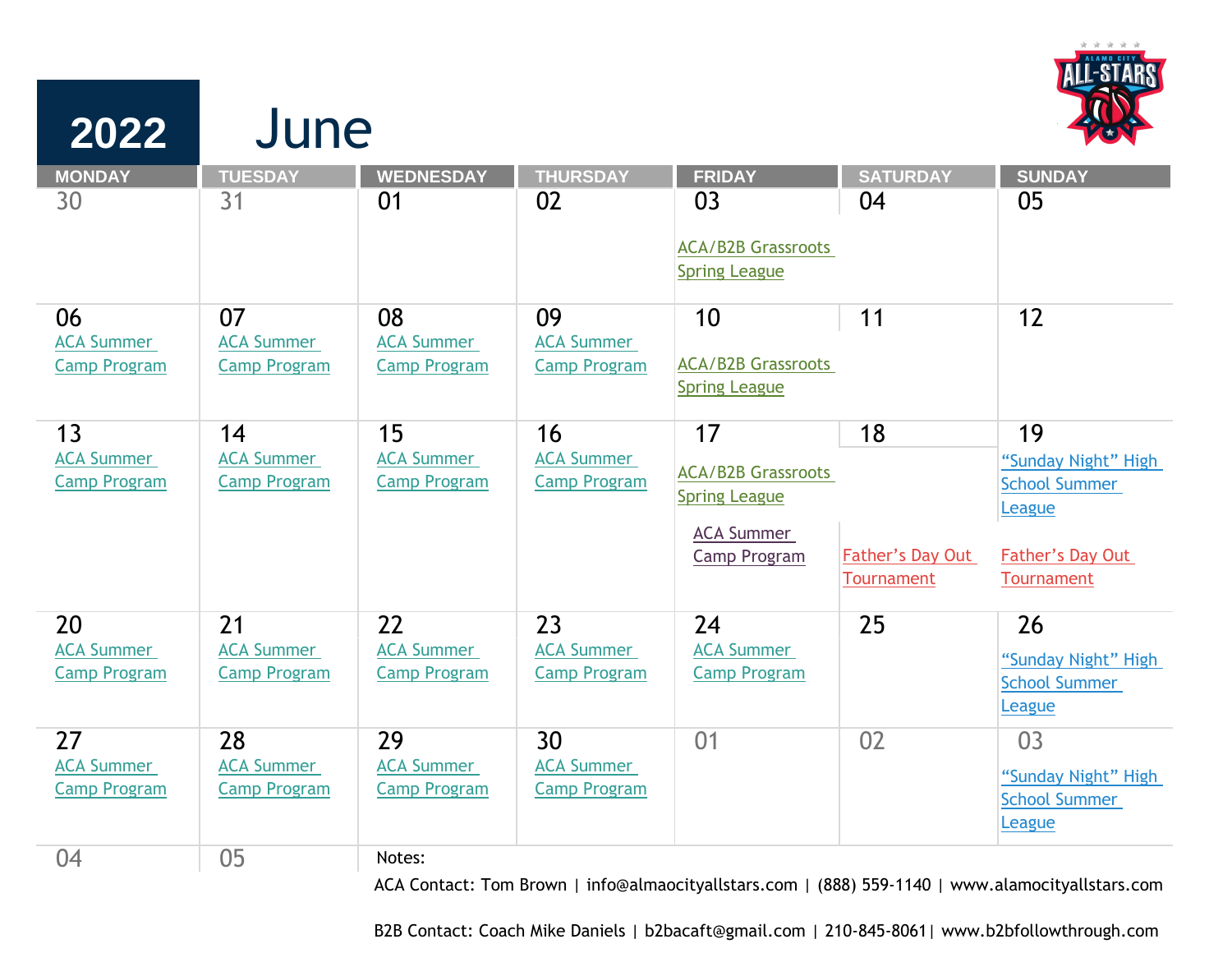# 2022 June

| MONDAY | TUESDAY | WEDNESDAY | THURSDAY | FRIDAY | SATURDAY | SUNDAY |
|---|---|---|---|---|---|---|
| 30 | 31 | 01 | 02 | 03<br>ACA/B2B Grassroots Spring League | 04 | 05 |
| 06<br>ACA Summer Camp Program | 07<br>ACA Summer Camp Program | 08<br>ACA Summer Camp Program | 09<br>ACA Summer Camp Program | 10<br>ACA/B2B Grassroots Spring League | 11 | 12 |
| 13<br>ACA Summer Camp Program | 14<br>ACA Summer Camp Program | 15<br>ACA Summer Camp Program | 16<br>ACA Summer Camp Program | 17<br>ACA/B2B Grassroots Spring League<br>ACA Summer Camp Program | 18<br>Father's Day Out Tournament | 19<br>"Sunday Night" High School Summer League<br>Father's Day Out Tournament |
| 20<br>ACA Summer Camp Program | 21<br>ACA Summer Camp Program | 22<br>ACA Summer Camp Program | 23<br>ACA Summer Camp Program | 24<br>ACA Summer Camp Program | 25 | 26<br>"Sunday Night" High School Summer League |
| 27<br>ACA Summer Camp Program | 28<br>ACA Summer Camp Program | 29<br>ACA Summer Camp Program | 30<br>ACA Summer Camp Program | 01 | 02 | 03<br>"Sunday Night" High School Summer League |
| 04 | 05 | | | | | |

Notes:

ACA Contact: Tom Brown | info@almaocityallstars.com | (888) 559-1140 | www.alamocityallstars.com

B2B Contact: Coach Mike Daniels | b2bacaft@gmail.com | 210-845-8061| www.b2bfollowthrough.com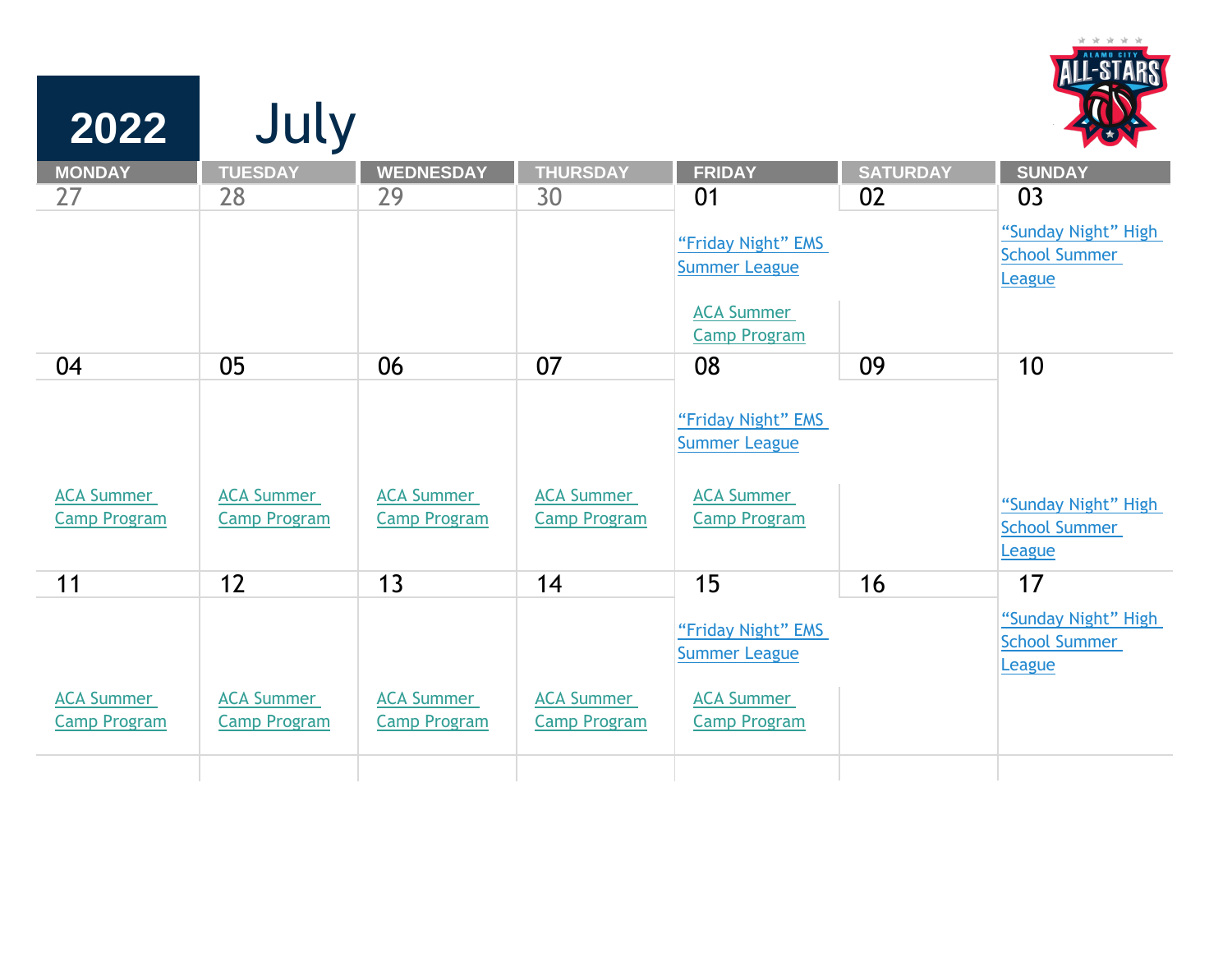# 2022 July

| MONDAY | TUESDAY | WEDNESDAY | THURSDAY | FRIDAY | SATURDAY | SUNDAY |
|---|---|---|---|---|---|---|
| 27 | 28 | 29 | 30 | 01<br>"Friday Night" EMS Summer League<br>ACA Summer Camp Program | 02 | 03<br>"Sunday Night" High School Summer League |
| 04<br>ACA Summer Camp Program | 05<br>ACA Summer Camp Program | 06<br>ACA Summer Camp Program | 07<br>ACA Summer Camp Program | 08<br>"Friday Night" EMS Summer League<br>ACA Summer Camp Program | 09 | 10<br>"Sunday Night" High School Summer League |
| 11<br>ACA Summer Camp Program | 12<br>ACA Summer Camp Program | 13<br>ACA Summer Camp Program | 14<br>ACA Summer Camp Program | 15<br>"Friday Night" EMS Summer League<br>ACA Summer Camp Program | 16 | 17<br>"Sunday Night" High School Summer League |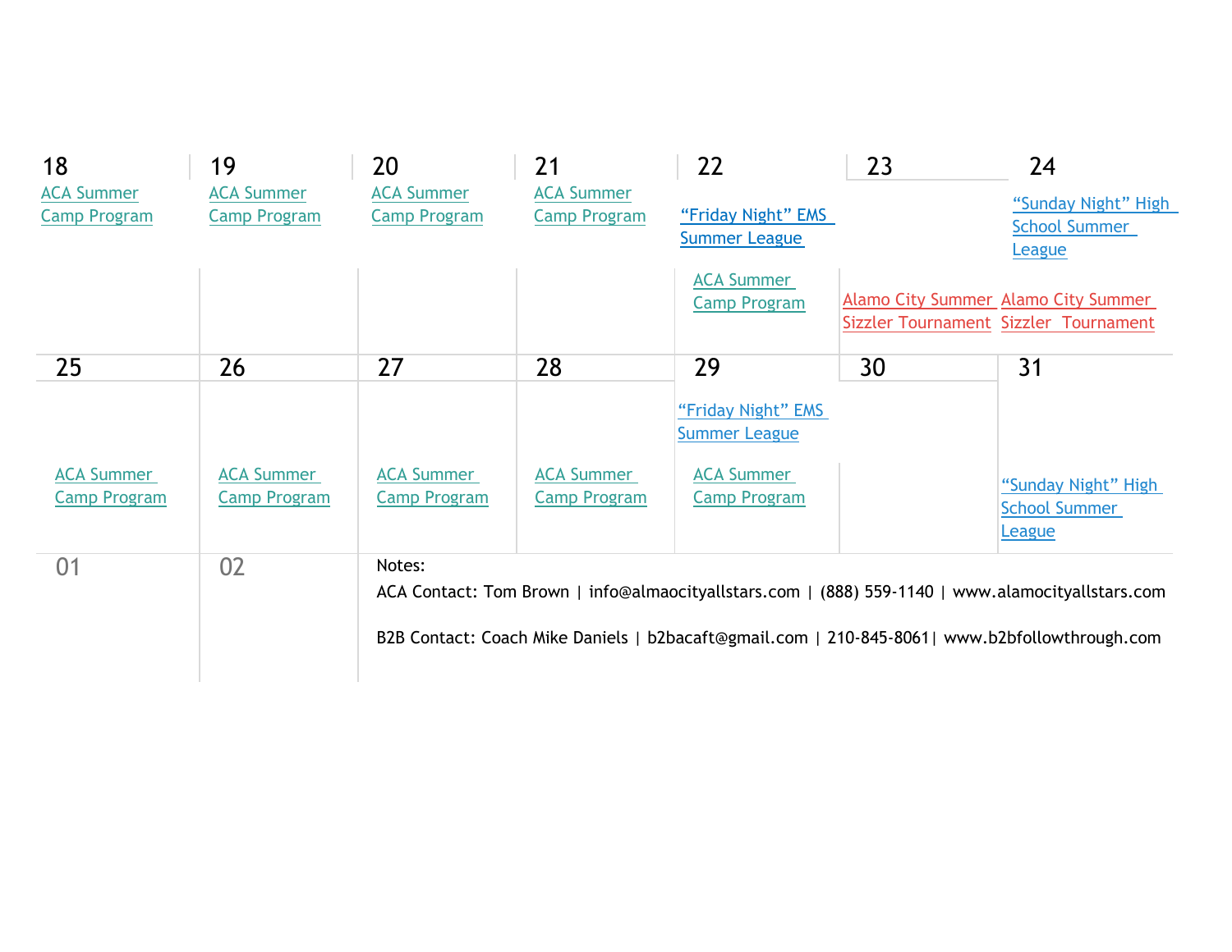| 18 | 19 | 20 | 21 | 22 | 23 | 24 |
|---|---|---|---|---|---|---|
| ACA Summer Camp Program | ACA Summer Camp Program | ACA Summer Camp Program | ACA Summer Camp Program | "Friday Night" EMS Summer League<br>ACA Summer Camp Program | Alamo City Summer Sizzler Tournament | "Sunday Night" High School Summer League<br>Alamo City Summer Sizzler Tournament |
| 25 | 26 | 27 | 28 | 29 | 30 | 31 |
| ACA Summer Camp Program | ACA Summer Camp Program | ACA Summer Camp Program | ACA Summer Camp Program | "Friday Night" EMS Summer League<br>ACA Summer Camp Program | | "Sunday Night" High School Summer League |
| 01 | 02 | | | | | |

Notes:

ACA Contact: Tom Brown | info@almaocityallstars.com | (888) 559-1140 | www.alamocityallstars.com

B2B Contact: Coach Mike Daniels | b2bacaft@gmail.com | 210-845-8061| www.b2bfollowthrough.com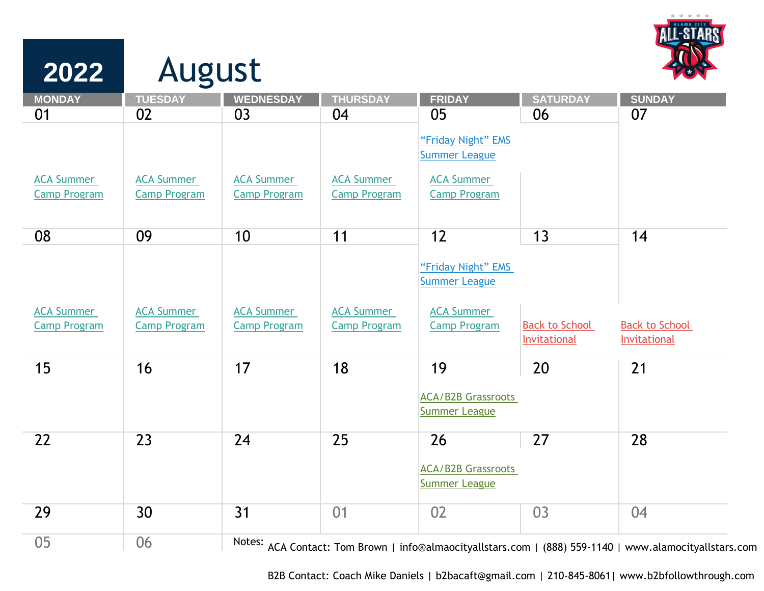# 2022 August

| MONDAY | TUESDAY | WEDNESDAY | THURSDAY | FRIDAY | SATURDAY | SUNDAY |
|---|---|---|---|---|---|---|
| 01<br>ACA Summer Camp Program | 02<br>ACA Summer Camp Program | 03<br>ACA Summer Camp Program | 04<br>ACA Summer Camp Program | 05<br>"Friday Night" EMS Summer League<br>ACA Summer Camp Program | 06 | 07 |
| 08<br>ACA Summer Camp Program | 09<br>ACA Summer Camp Program | 10<br>ACA Summer Camp Program | 11<br>ACA Summer Camp Program | 12<br>"Friday Night" EMS Summer League<br>ACA Summer Camp Program | 13<br>Back to School Invitational | 14<br>Back to School Invitational |
| 15 | 16 | 17 | 18 | 19<br>ACA/B2B Grassroots Summer League | 20 | 21 |
| 22 | 23 | 24 | 25 | 26<br>ACA/B2B Grassroots Summer League | 27 | 28 |
| 29 | 30 | 31 | 01 | 02 | 03 | 04 |
| 05 | 06 | | | | | |

Notes: ACA Contact: Tom Brown | info@almaocityallstars.com | (888) 559-1140 | www.alamocityallstars.com

B2B Contact: Coach Mike Daniels | b2bacaft@gmail.com | 210-845-8061| www.b2bfollowthrough.com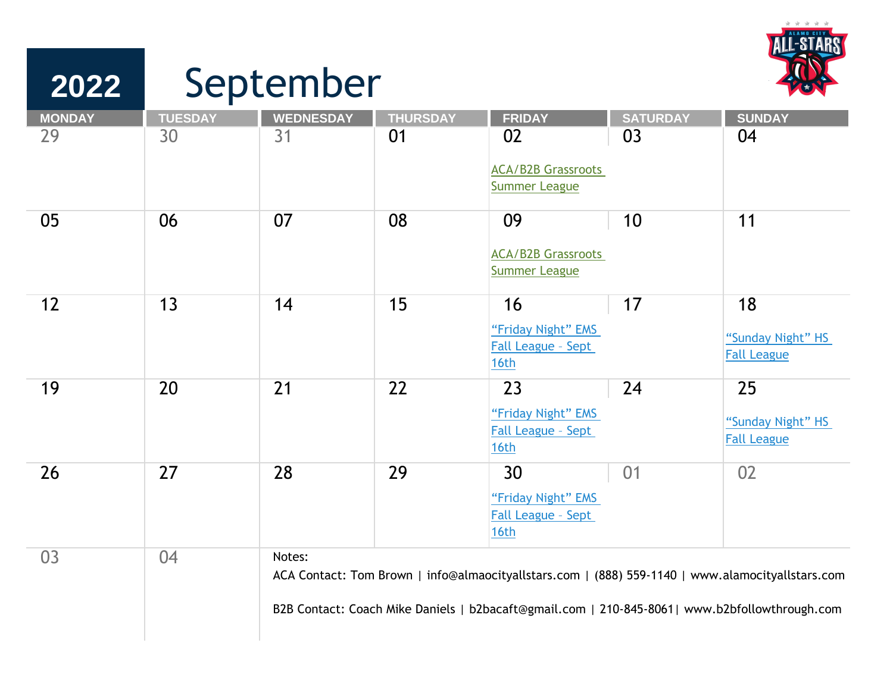# 2022 September

| MONDAY | TUESDAY | WEDNESDAY | THURSDAY | FRIDAY | SATURDAY | SUNDAY |
|---|---|---|---|---|---|---|
| 29 | 30 | 31 | 01 | 02<br>ACA/B2B Grassroots Summer League | 03 | 04 |
| 05 | 06 | 07 | 08 | 09<br>ACA/B2B Grassroots Summer League | 10 | 11 |
| 12 | 13 | 14 | 15 | 16<br>"Friday Night" EMS Fall League – Sept 16th | 17 | 18<br>"Sunday Night" HS Fall League |
| 19 | 20 | 21 | 22 | 23<br>"Friday Night" EMS Fall League – Sept 16th | 24 | 25<br>"Sunday Night" HS Fall League |
| 26 | 27 | 28 | 29 | 30<br>"Friday Night" EMS Fall League – Sept 16th | 01 | 02 |
| 03 | 04 | | | | | |

Notes:

ACA Contact: Tom Brown | info@almaocityallstars.com | (888) 559-1140 | www.alamocityallstars.com

B2B Contact: Coach Mike Daniels | b2bacaft@gmail.com | 210-845-8061| www.b2bfollowthrough.com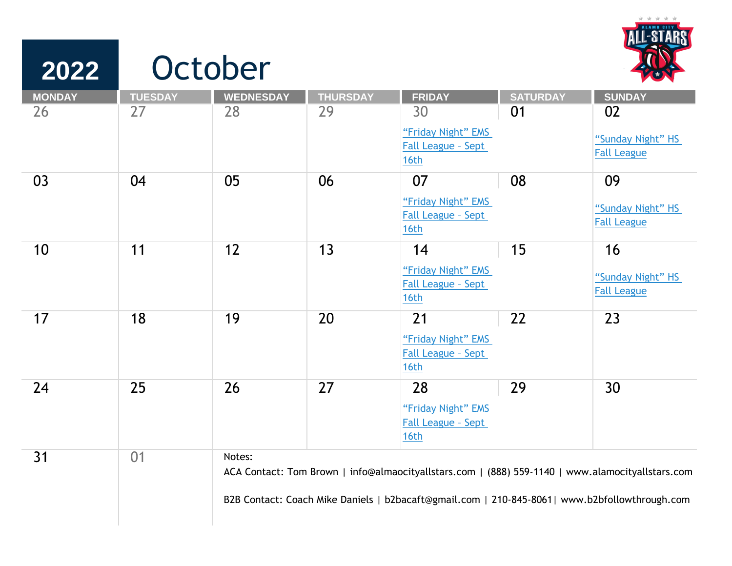# 2022 October

| MONDAY | TUESDAY | WEDNESDAY | THURSDAY | FRIDAY | SATURDAY | SUNDAY |
|---|---|---|---|---|---|---|
| 26 | 27 | 28 | 29 | 30<br>“Friday Night” EMS Fall League - Sept 16th | 01 | 02<br>“Sunday Night” HS Fall League |
| 03 | 04 | 05 | 06 | 07<br>“Friday Night” EMS Fall League - Sept 16th | 08 | 09<br>“Sunday Night” HS Fall League |
| 10 | 11 | 12 | 13 | 14<br>“Friday Night” EMS Fall League - Sept 16th | 15 | 16<br>“Sunday Night” HS Fall League |
| 17 | 18 | 19 | 20 | 21<br>“Friday Night” EMS Fall League - Sept 16th | 22 | 23 |
| 24 | 25 | 26 | 27 | 28<br>“Friday Night” EMS Fall League - Sept 16th | 29 | 30 |
| 31 | 01 | | | | | |

Notes:

ACA Contact: Tom Brown | info@almaocityallstars.com | (888) 559-1140 | www.alamocityallstars.com

B2B Contact: Coach Mike Daniels | b2bacaft@gmail.com | 210-845-8061| www.b2bfollowthrough.com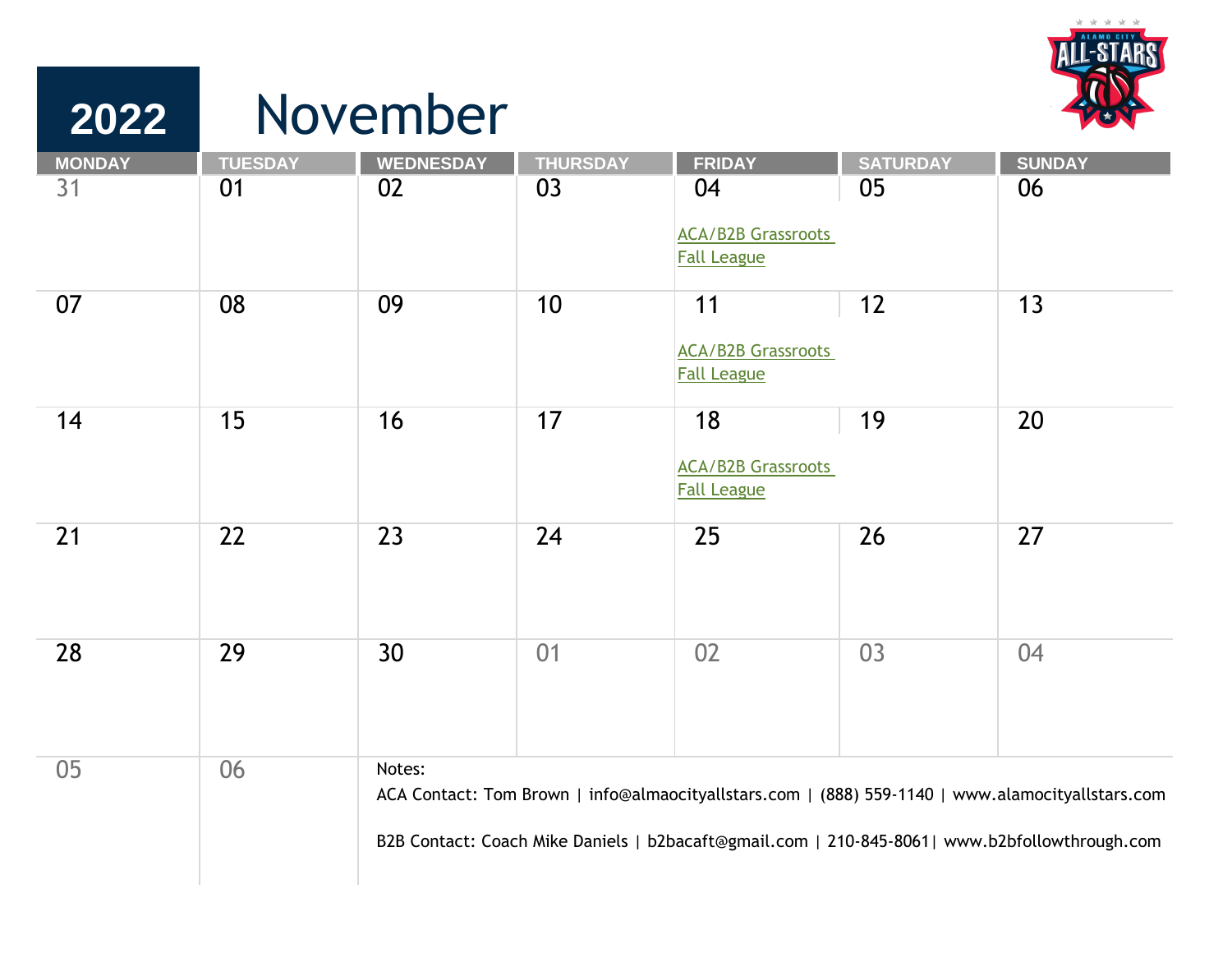# 2022 November

| MONDAY | TUESDAY | WEDNESDAY | THURSDAY | FRIDAY | SATURDAY | SUNDAY |
|---|---|---|---|---|---|---|
| 31 | 01 | 02 | 03 | 04 ACA/B2B Grassroots Fall League | 05 | 06 |
| 07 | 08 | 09 | 10 | 11 ACA/B2B Grassroots Fall League | 12 | 13 |
| 14 | 15 | 16 | 17 | 18 ACA/B2B Grassroots Fall League | 19 | 20 |
| 21 | 22 | 23 | 24 | 25 | 26 | 27 |
| 28 | 29 | 30 | 01 | 02 | 03 | 04 |
| 05 | 06 | | | | | |

Notes:

ACA Contact: Tom Brown | info@almaocityallstars.com | (888) 559-1140 | www.alamocityallstars.com

B2B Contact: Coach Mike Daniels | b2bacaft@gmail.com | 210-845-8061| www.b2bfollowthrough.com